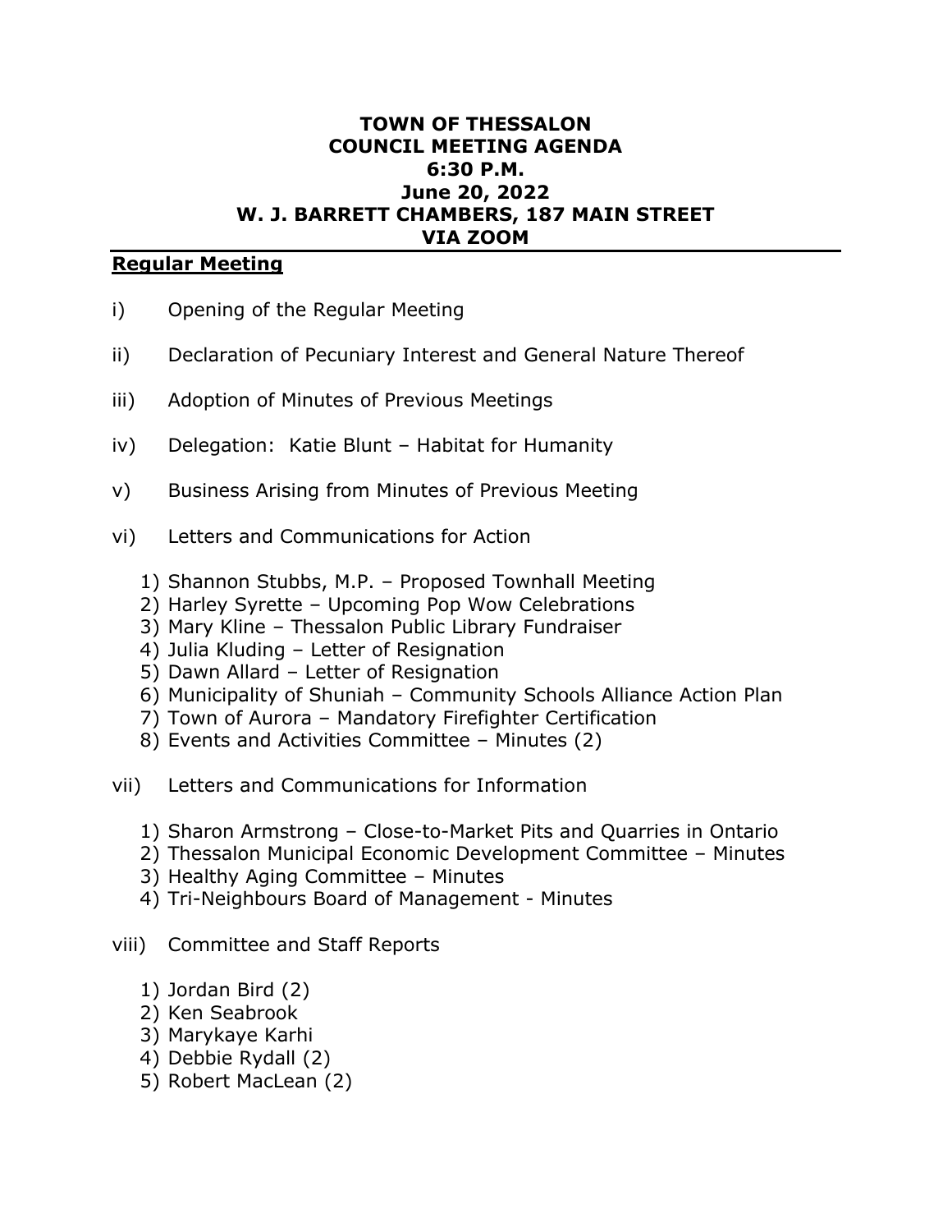# TOWN OF THESSALON
## COUNCIL MEETING AGENDA
## 6:30 P.M.
## June 20, 2022
## W. J. BARRETT CHAMBERS, 187 MAIN STREET
## VIA ZOOM

**Regular Meeting**

i) Opening of the Regular Meeting

ii) Declaration of Pecuniary Interest and General Nature Thereof

iii) Adoption of Minutes of Previous Meetings

iv) Delegation: Katie Blunt – Habitat for Humanity

v) Business Arising from Minutes of Previous Meeting

vi) Letters and Communications for Action

1) Shannon Stubbs, M.P. – Proposed Townhall Meeting
2) Harley Syrette – Upcoming Pop Wow Celebrations
3) Mary Kline – Thessalon Public Library Fundraiser
4) Julia Kluding – Letter of Resignation
5) Dawn Allard – Letter of Resignation
6) Municipality of Shuniah – Community Schools Alliance Action Plan
7) Town of Aurora – Mandatory Firefighter Certification
8) Events and Activities Committee – Minutes (2)

vii) Letters and Communications for Information

1) Sharon Armstrong – Close-to-Market Pits and Quarries in Ontario
2) Thessalon Municipal Economic Development Committee – Minutes
3) Healthy Aging Committee – Minutes
4) Tri-Neighbours Board of Management - Minutes

viii) Committee and Staff Reports

1) Jordan Bird (2)
2) Ken Seabrook
3) Marykaye Karhi
4) Debbie Rydall (2)
5) Robert MacLean (2)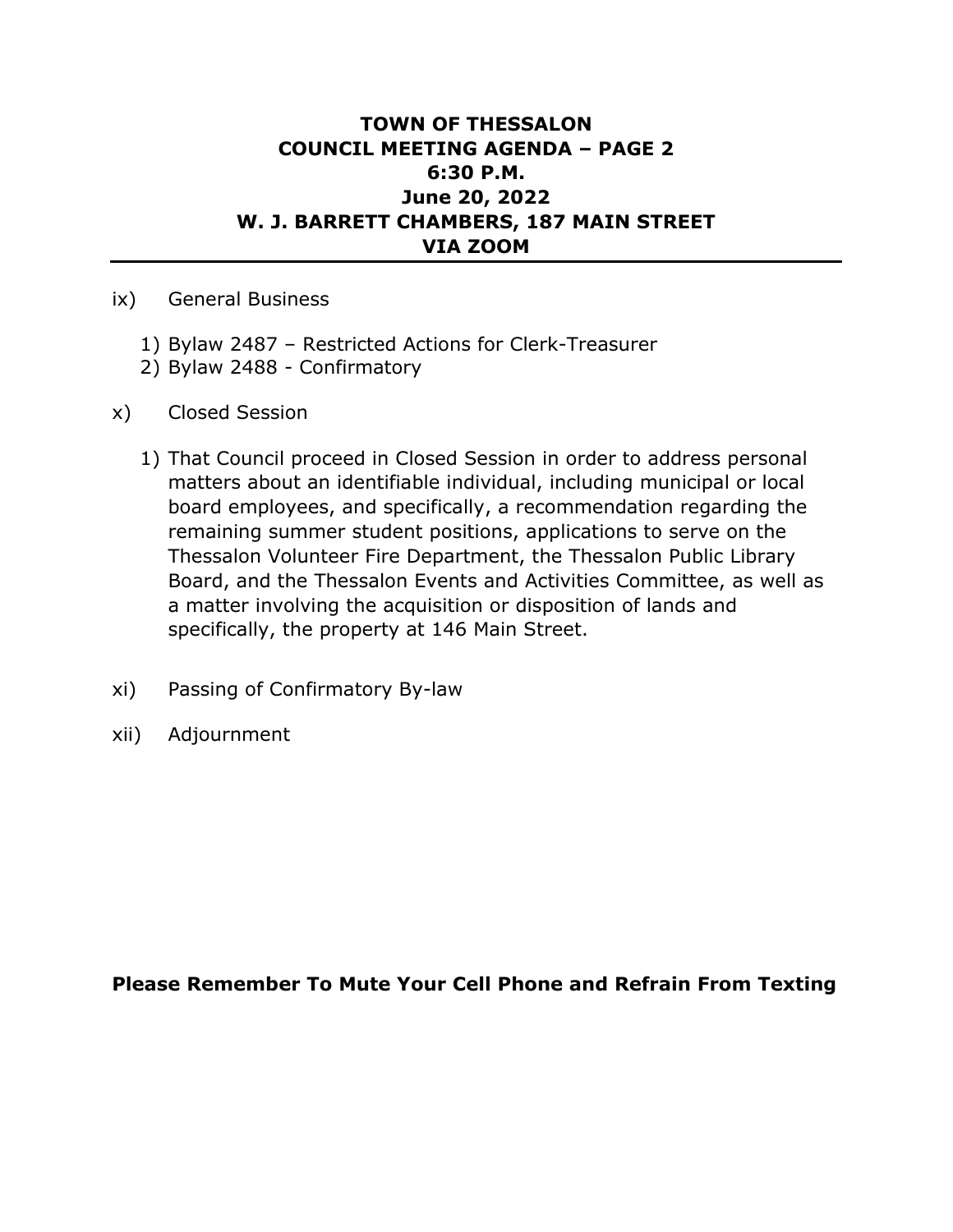**TOWN OF THESSALON**
**COUNCIL MEETING AGENDA – PAGE 2**
**6:30 P.M.**
**June 20, 2022**
**W. J. BARRETT CHAMBERS, 187 MAIN STREET**
**VIA ZOOM**

---

ix) General Business

1) Bylaw 2487 – Restricted Actions for Clerk-Treasurer
2) Bylaw 2488 - Confirmatory

x) Closed Session

1) That Council proceed in Closed Session in order to address personal matters about an identifiable individual, including municipal or local board employees, and specifically, a recommendation regarding the remaining summer student positions, applications to serve on the Thessalon Volunteer Fire Department, the Thessalon Public Library Board, and the Thessalon Events and Activities Committee, as well as a matter involving the acquisition or disposition of lands and specifically, the property at 146 Main Street.

xi) Passing of Confirmatory By-law

xii) Adjournment

**Please Remember To Mute Your Cell Phone and Refrain From Texting**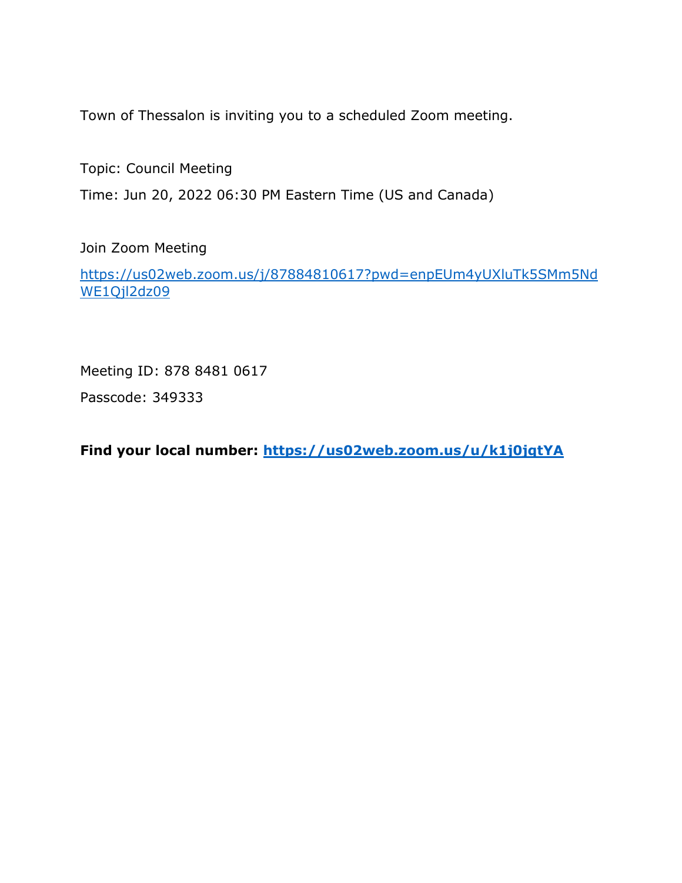Town of Thessalon is inviting you to a scheduled Zoom meeting.

Topic: Council Meeting

Time: Jun 20, 2022 06:30 PM Eastern Time (US and Canada)

Join Zoom Meeting

https://us02web.zoom.us/j/87884810617?pwd=enpEUm4yUXluTk5SMm5NdWE1Qjl2dz09

Meeting ID: 878 8481 0617

Passcode: 349333

**Find your local number: https://us02web.zoom.us/u/k1j0jqtYA**